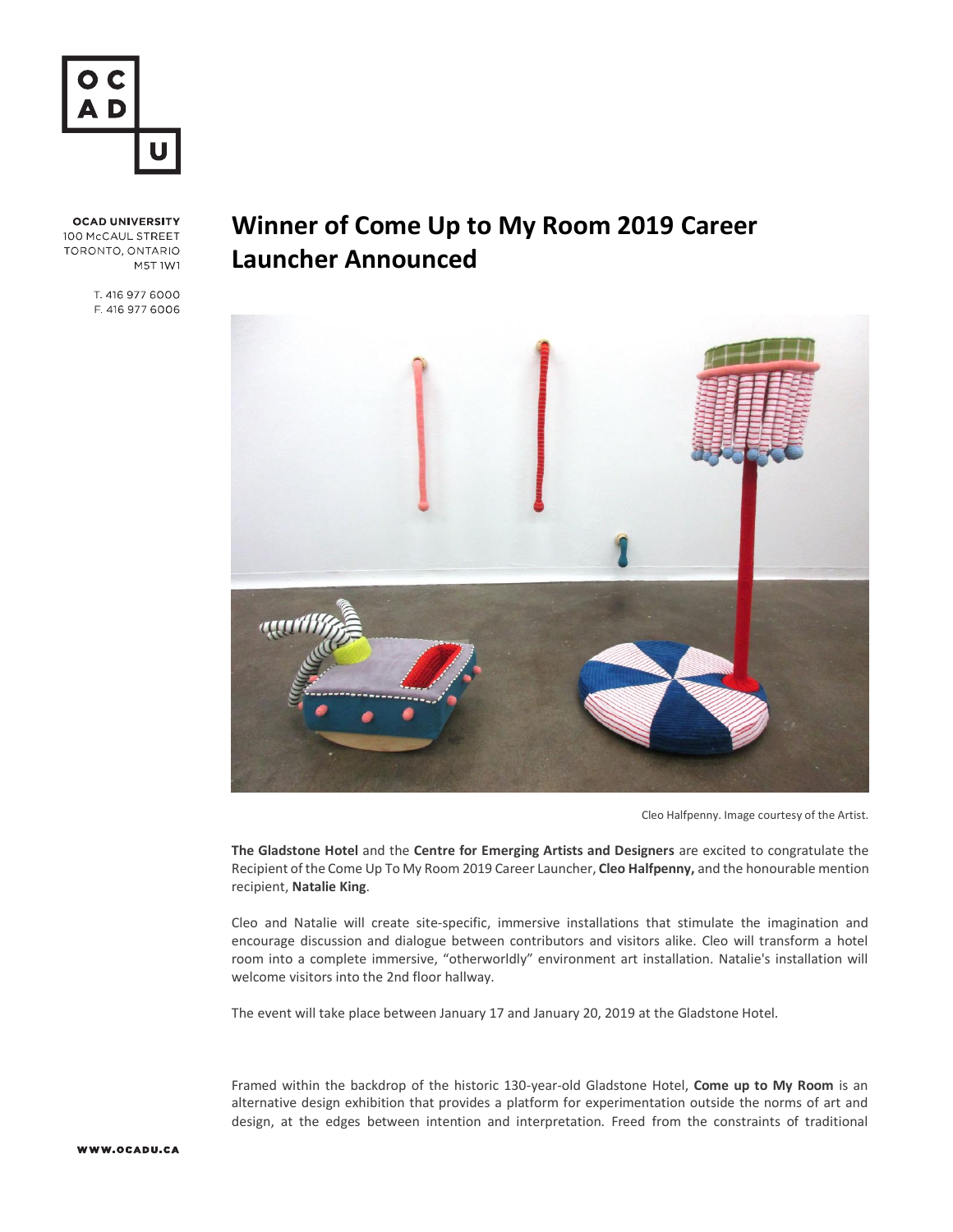OCAD UNIVERSITY
100 McCAUL STREET
TORONTO, ONTARIO
M5T 1W1

T. 416 977 6000
F. 416 977 6006

# Winner of Come Up to My Room 2019 Career Launcher Announced

Cleo Halfpenny. Image courtesy of the Artist.

**The Gladstone Hotel** and the **Centre for Emerging Artists and Designers** are excited to congratulate the Recipient of the Come Up To My Room 2019 Career Launcher, **Cleo Halfpenny,** and the honourable mention recipient, **Natalie King**.

Cleo and Natalie will create site-specific, immersive installations that stimulate the imagination and encourage discussion and dialogue between contributors and visitors alike. Cleo will transform a hotel room into a complete immersive, "otherworldly" environment art installation. Natalie's installation will welcome visitors into the 2nd floor hallway.

The event will take place between January 17 and January 20, 2019 at the Gladstone Hotel.

Framed within the backdrop of the historic 130-year-old Gladstone Hotel, **Come up to My Room** is an alternative design exhibition that provides a platform for experimentation outside the norms of art and design, at the edges between intention and interpretation. Freed from the constraints of traditional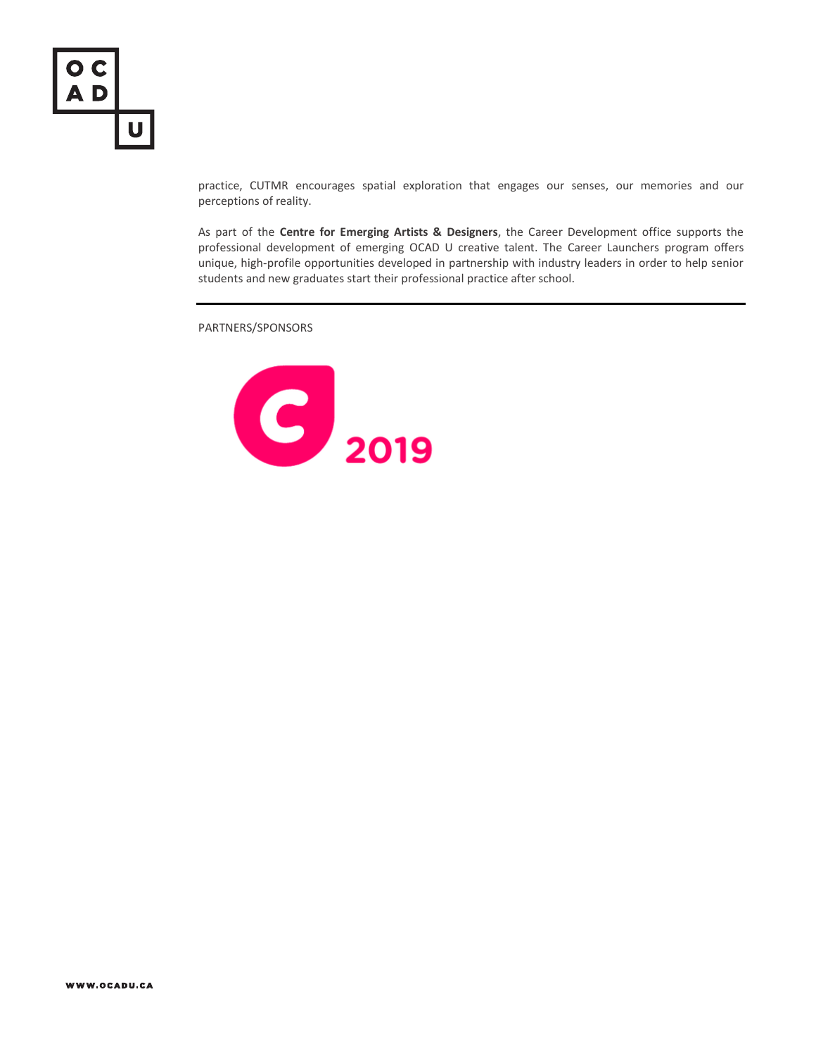practice, CUTMR encourages spatial exploration that engages our senses, our memories and our perceptions of reality.

As part of the **Centre for Emerging Artists & Designers**, the Career Development office supports the professional development of emerging OCAD U creative talent. The Career Launchers program offers unique, high-profile opportunities developed in partnership with industry leaders in order to help senior students and new graduates start their professional practice after school.

---

PARTNERS/SPONSORS